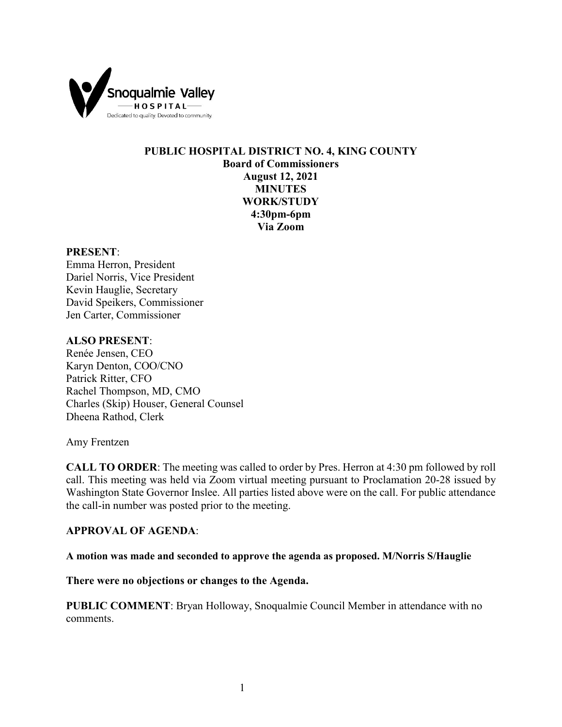# PUBLIC HOSPITAL DISTRICT NO. 4, KING COUNTY

**Board of Commissioners**
**August 12, 2021**
**MINUTES**
**WORK/STUDY**
**4:30pm-6pm**
**Via Zoom**

**PRESENT**:
Emma Herron, President
Dariel Norris, Vice President
Kevin Hauglie, Secretary
David Speikers, Commissioner
Jen Carter, Commissioner

**ALSO PRESENT**:
Renée Jensen, CEO
Karyn Denton, COO/CNO
Patrick Ritter, CFO
Rachel Thompson, MD, CMO
Charles (Skip) Houser, General Counsel
Dheena Rathod, Clerk

Amy Frentzen

**CALL TO ORDER**: The meeting was called to order by Pres. Herron at 4:30 pm followed by roll call. This meeting was held via Zoom virtual meeting pursuant to Proclamation 20-28 issued by Washington State Governor Inslee. All parties listed above were on the call. For public attendance the call-in number was posted prior to the meeting.

**APPROVAL OF AGENDA**:

**A motion was made and seconded to approve the agenda as proposed. M/Norris S/Hauglie**

**There were no objections or changes to the Agenda.**

**PUBLIC COMMENT**: Bryan Holloway, Snoqualmie Council Member in attendance with no comments.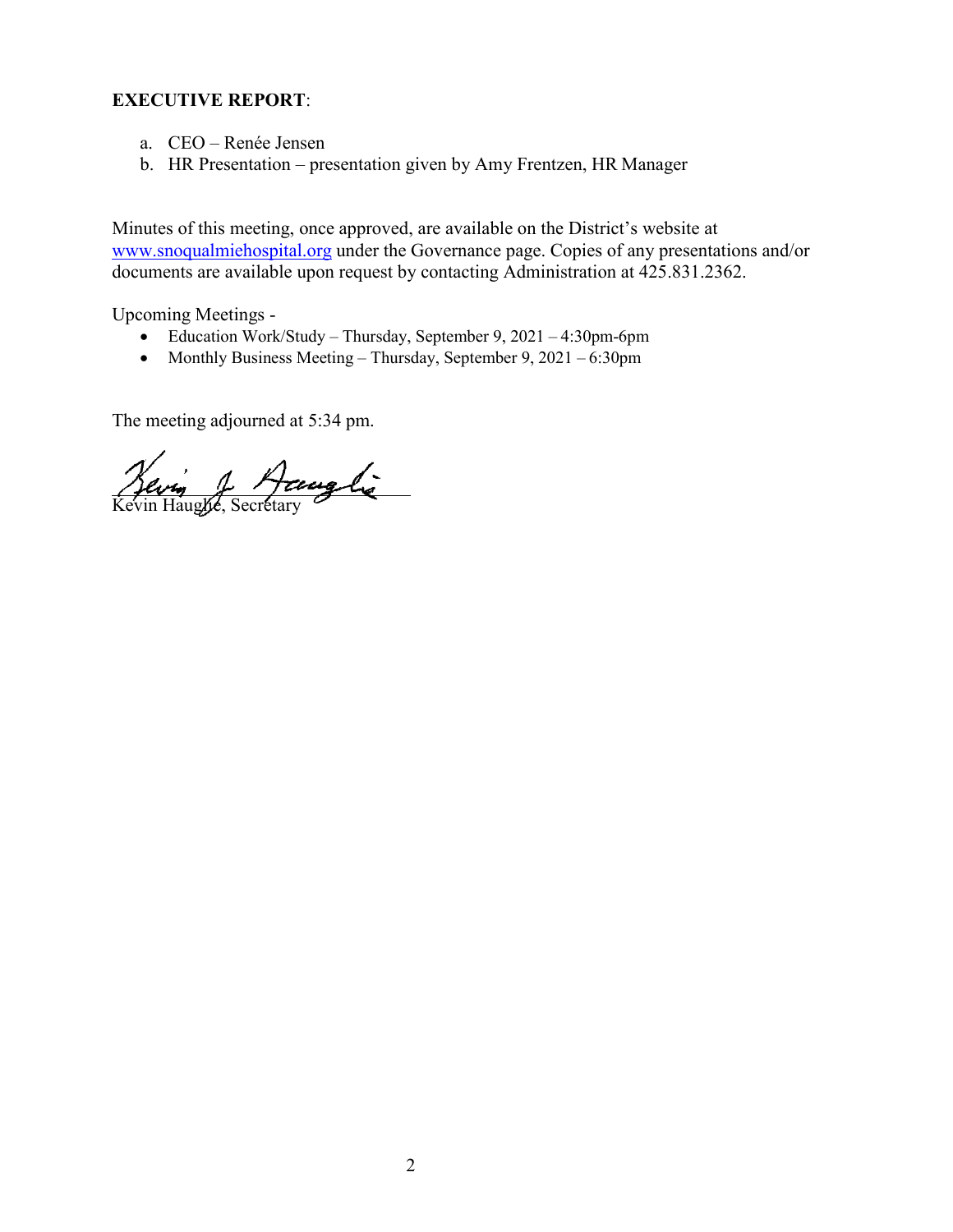**EXECUTIVE REPORT**:

a. CEO – Renée Jensen
b. HR Presentation – presentation given by Amy Frentzen, HR Manager

Minutes of this meeting, once approved, are available on the District's website at www.snoqualmiehospital.org under the Governance page. Copies of any presentations and/or documents are available upon request by contacting Administration at 425.831.2362.

Upcoming Meetings -

- Education Work/Study – Thursday, September 9, 2021 – 4:30pm-6pm
- Monthly Business Meeting – Thursday, September 9, 2021 – 6:30pm

The meeting adjourned at 5:34 pm.

Kevin Haughe, Secretary